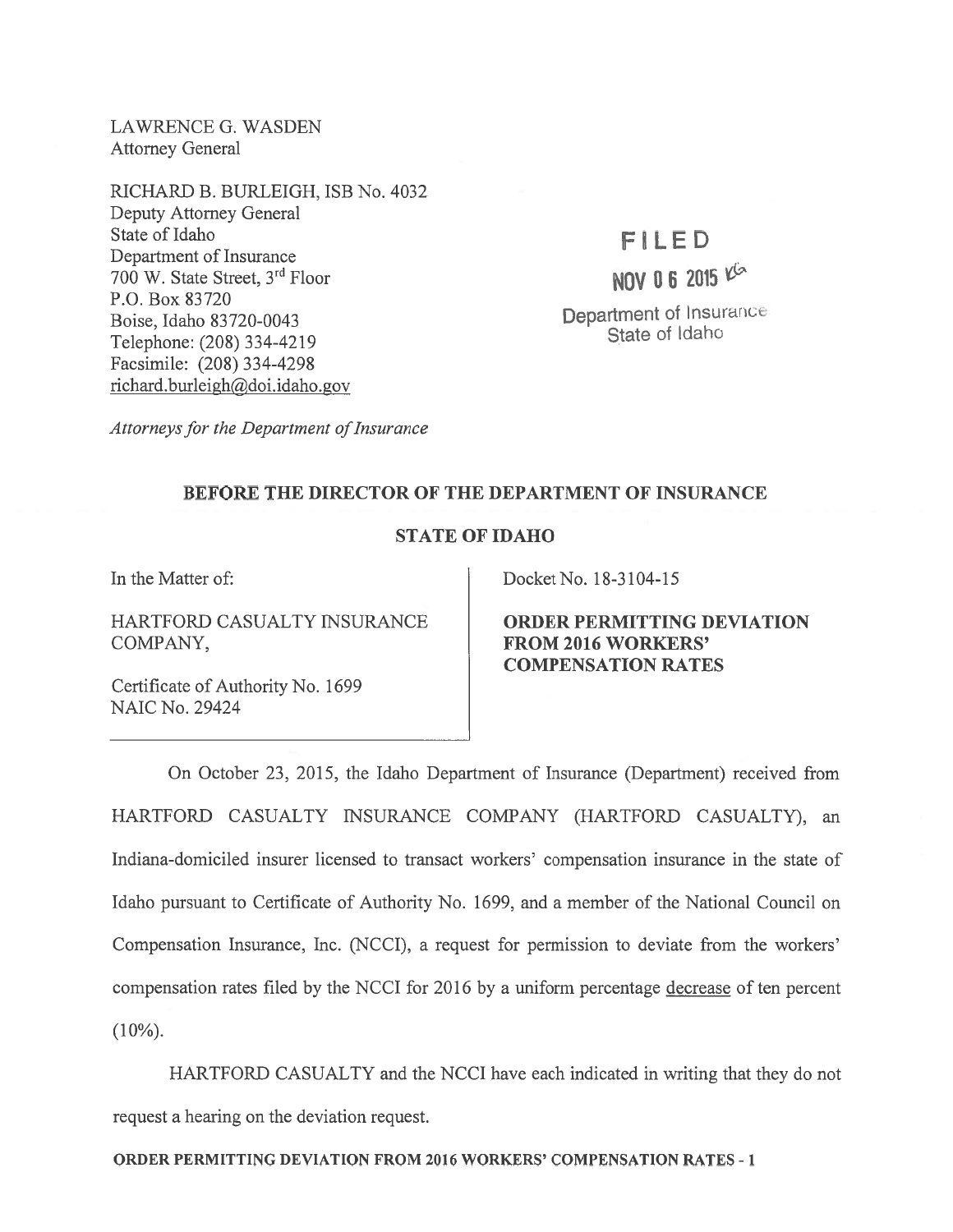LAWRENCE G. WASDEN
Attorney General

RICHARD B. BURLEIGH, ISB No. 4032
Deputy Attorney General
State of Idaho
Department of Insurance
700 W. State Street, 3rd Floor
P.O. Box 83720
Boise, Idaho 83720-0043
Telephone: (208) 334-4219
Facsimile: (208) 334-4298
richard.burleigh@doi.idaho.gov

*Attorneys for the Department of Insurance*

FILED
NOV 06 2015
Department of Insurance
State of Idaho

## BEFORE THE DIRECTOR OF THE DEPARTMENT OF INSURANCE

## STATE OF IDAHO

In the Matter of:

HARTFORD CASUALTY INSURANCE COMPANY,

Certificate of Authority No. 1699
NAIC No. 29424

Docket No. 18-3104-15

**ORDER PERMITTING DEVIATION FROM 2016 WORKERS' COMPENSATION RATES**

On October 23, 2015, the Idaho Department of Insurance (Department) received from HARTFORD CASUALTY INSURANCE COMPANY (HARTFORD CASUALTY), an Indiana-domiciled insurer licensed to transact workers' compensation insurance in the state of Idaho pursuant to Certificate of Authority No. 1699, and a member of the National Council on Compensation Insurance, Inc. (NCCI), a request for permission to deviate from the workers' compensation rates filed by the NCCI for 2016 by a uniform percentage decrease of ten percent (10%).

HARTFORD CASUALTY and the NCCI have each indicated in writing that they do not request a hearing on the deviation request.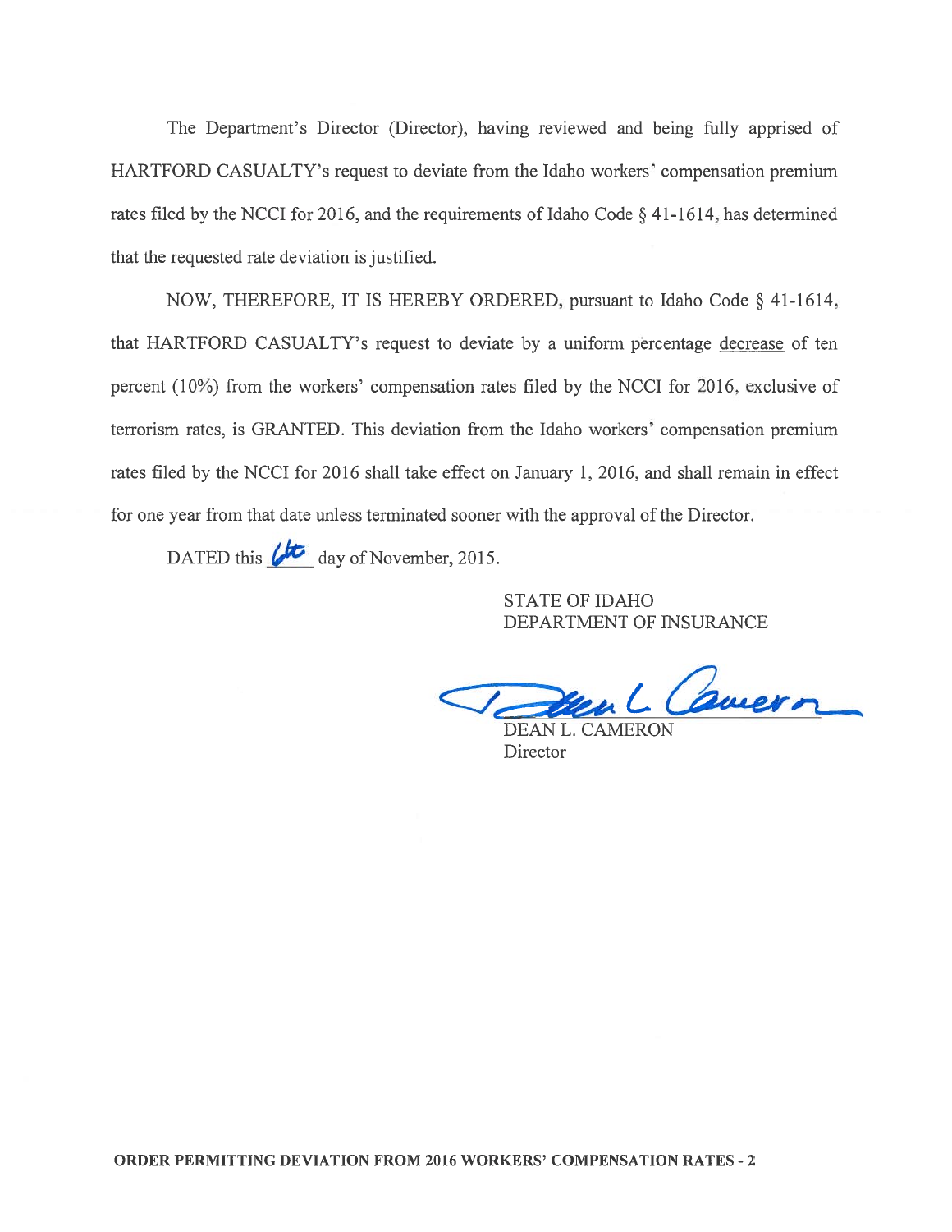The Department's Director (Director), having reviewed and being fully apprised of HARTFORD CASUALTY's request to deviate from the Idaho workers' compensation premium rates filed by the NCCI for 2016, and the requirements of Idaho Code § 41-1614, has determined that the requested rate deviation is justified.

NOW, THEREFORE, IT IS HEREBY ORDERED, pursuant to Idaho Code § 41-1614, that HARTFORD CASUALTY's request to deviate by a uniform percentage decrease of ten percent (10%) from the workers' compensation rates filed by the NCCI for 2016, exclusive of terrorism rates, is GRANTED. This deviation from the Idaho workers' compensation premium rates filed by the NCCI for 2016 shall take effect on January 1, 2016, and shall remain in effect for one year from that date unless terminated sooner with the approval of the Director.

DATED this 6th day of November, 2015.

STATE OF IDAHO
DEPARTMENT OF INSURANCE

DEAN L. CAMERON
Director

**ORDER PERMITTING DEVIATION FROM 2016 WORKERS' COMPENSATION RATES - 2**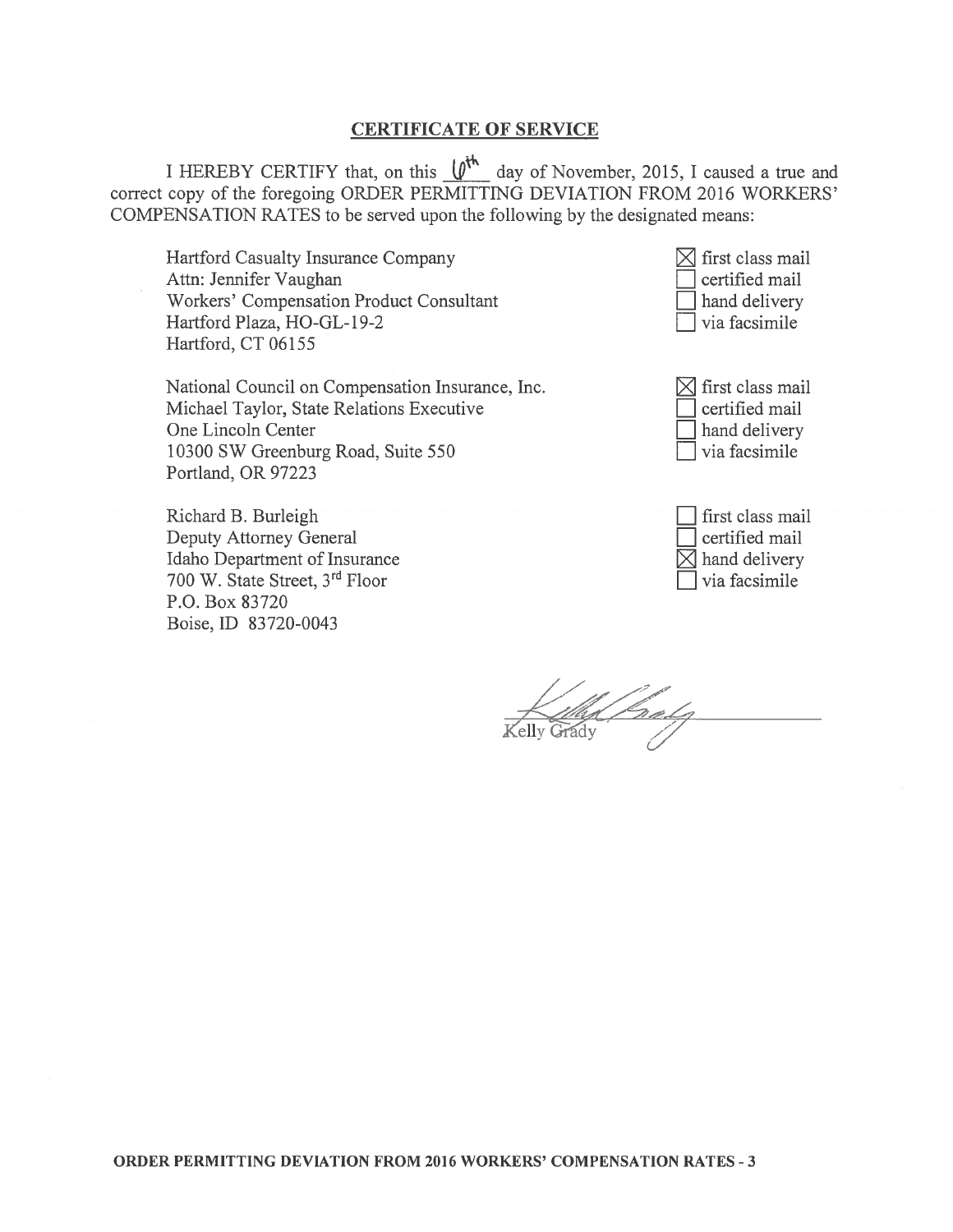## CERTIFICATE OF SERVICE

I HEREBY CERTIFY that, on this 6th day of November, 2015, I caused a true and correct copy of the foregoing ORDER PERMITTING DEVIATION FROM 2016 WORKERS' COMPENSATION RATES to be served upon the following by the designated means:

Hartford Casualty Insurance Company
Attn: Jennifer Vaughan
Workers' Compensation Product Consultant
Hartford Plaza, HO-GL-19-2
Hartford, CT 06155

- [x] first class mail
- [ ] certified mail
- [ ] hand delivery
- [ ] via facsimile

National Council on Compensation Insurance, Inc.
Michael Taylor, State Relations Executive
One Lincoln Center
10300 SW Greenburg Road, Suite 550
Portland, OR 97223

- [x] first class mail
- [ ] certified mail
- [ ] hand delivery
- [ ] via facsimile

Richard B. Burleigh
Deputy Attorney General
Idaho Department of Insurance
700 W. State Street, 3rd Floor
P.O. Box 83720
Boise, ID 83720-0043

- [ ] first class mail
- [ ] certified mail
- [x] hand delivery
- [ ] via facsimile

Kelly Grady